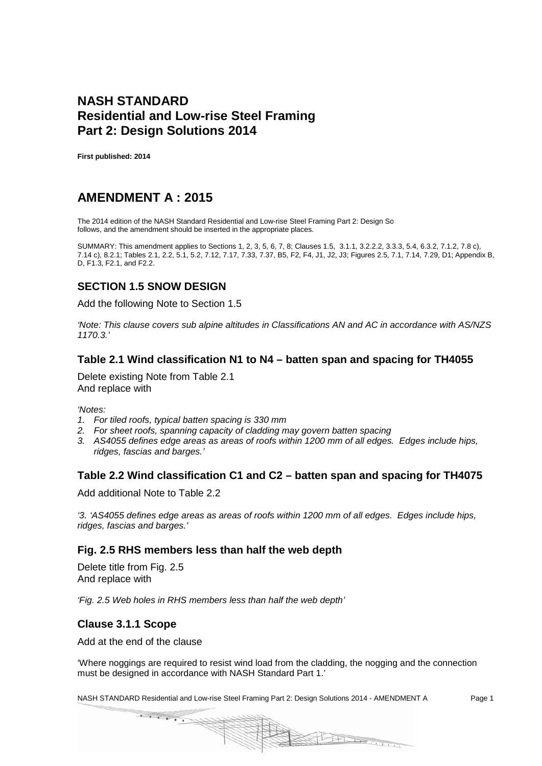# NASH STANDARD
# Residential and Low-rise Steel Framing
# Part 2: Design Solutions 2014

**First published: 2014**

# AMENDMENT A : 2015

The 2014 edition of the NASH Standard Residential and Low-rise Steel Framing Part 2: Design So follows, and the amendment should be inserted in the appropriate places.

SUMMARY: This amendment applies to Sections 1, 2, 3, 5, 6, 7, 8; Clauses 1.5, 3.1.1, 3.2.2.2, 3.3.3, 5.4, 6.3.2, 7.1.2, 7.8 c), 7.14 c), 8.2.1; Tables 2.1, 2.2, 5.1, 5.2, 7.12, 7.17, 7.33, 7.37, B5, F2, F4, J1, J2, J3; Figures 2.5, 7.1, 7.14, 7.29, D1; Appendix B, D, F1.3, F2.1, and F2.2.

## SECTION 1.5 SNOW DESIGN

Add the following Note to Section 1.5

*'Note: This clause covers sub alpine altitudes in Classifications AN and AC in accordance with AS/NZS 1170.3.'*

## Table 2.1 Wind classification N1 to N4 – batten span and spacing for TH4055

Delete existing Note from Table 2.1
And replace with

*'Notes:*

1. *For tiled roofs, typical batten spacing is 330 mm*
2. *For sheet roofs, spanning capacity of cladding may govern batten spacing*
3. *AS4055 defines edge areas as areas of roofs within 1200 mm of all edges. Edges include hips, ridges, fascias and barges.'*

## Table 2.2 Wind classification C1 and C2 – batten span and spacing for TH4075

Add additional Note to Table 2.2

*'3. 'AS4055 defines edge areas as areas of roofs within 1200 mm of all edges. Edges include hips, ridges, fascias and barges.'*

## Fig. 2.5 RHS members less than half the web depth

Delete title from Fig. 2.5
And replace with

*'Fig. 2.5 Web holes in RHS members less than half the web depth'*

## Clause 3.1.1 Scope

Add at the end of the clause

'Where noggings are required to resist wind load from the cladding, the nogging and the connection must be designed in accordance with NASH Standard Part 1.'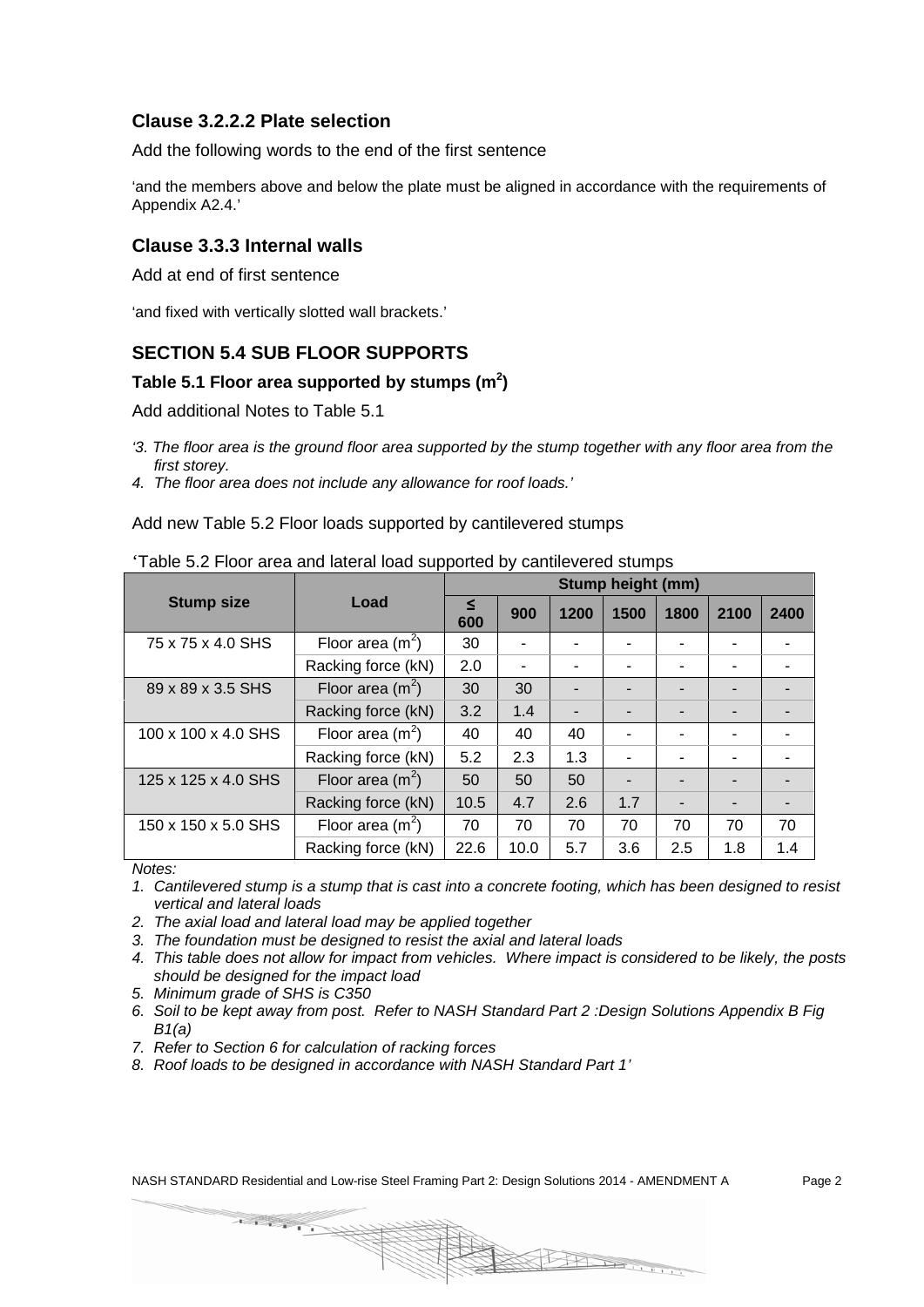### Clause 3.2.2.2 Plate selection

Add the following words to the end of the first sentence

'and the members above and below the plate must be aligned in accordance with the requirements of Appendix A2.4.'

### Clause 3.3.3 Internal walls

Add at end of first sentence

'and fixed with vertically slotted wall brackets.'

## SECTION 5.4 SUB FLOOR SUPPORTS

#### Table 5.1 Floor area supported by stumps ($m^2$)

Add additional Notes to Table 5.1

*'3. The floor area is the ground floor area supported by the stump together with any floor area from the first storey.*

*4. The floor area does not include any allowance for roof loads.'*

Add new Table 5.2 Floor loads supported by cantilevered stumps

'Table 5.2 Floor area and lateral load supported by cantilevered stumps

| Stump size | Load | Stump height (mm) | | | | | | |
|---|---|---|---|---|---|---|---|---|
| | | ≤ 600 | 900 | 1200 | 1500 | 1800 | 2100 | 2400 |
| 75 x 75 x 4.0 SHS | Floor area ($m^2$) | 30 | - | - | - | - | - | - |
| | Racking force (kN) | 2.0 | - | - | - | - | - | - |
| 89 x 89 x 3.5 SHS | Floor area ($m^2$) | 30 | 30 | - | - | - | - | - |
| | Racking force (kN) | 3.2 | 1.4 | - | - | - | - | - |
| 100 x 100 x 4.0 SHS | Floor area ($m^2$) | 40 | 40 | 40 | - | - | - | - |
| | Racking force (kN) | 5.2 | 2.3 | 1.3 | - | - | - | - |
| 125 x 125 x 4.0 SHS | Floor area ($m^2$) | 50 | 50 | 50 | - | - | - | - |
| | Racking force (kN) | 10.5 | 4.7 | 2.6 | 1.7 | - | - | - |
| 150 x 150 x 5.0 SHS | Floor area ($m^2$) | 70 | 70 | 70 | 70 | 70 | 70 | 70 |
| | Racking force (kN) | 22.6 | 10.0 | 5.7 | 3.6 | 2.5 | 1.8 | 1.4 |

*Notes:*

1. *Cantilevered stump is a stump that is cast into a concrete footing, which has been designed to resist vertical and lateral loads*
2. *The axial load and lateral load may be applied together*
3. *The foundation must be designed to resist the axial and lateral loads*
4. *This table does not allow for impact from vehicles. Where impact is considered to be likely, the posts should be designed for the impact load*
5. *Minimum grade of SHS is C350*
6. *Soil to be kept away from post. Refer to NASH Standard Part 2 :Design Solutions Appendix B Fig B1(a)*
7. *Refer to Section 6 for calculation of racking forces*
8. *Roof loads to be designed in accordance with NASH Standard Part 1'*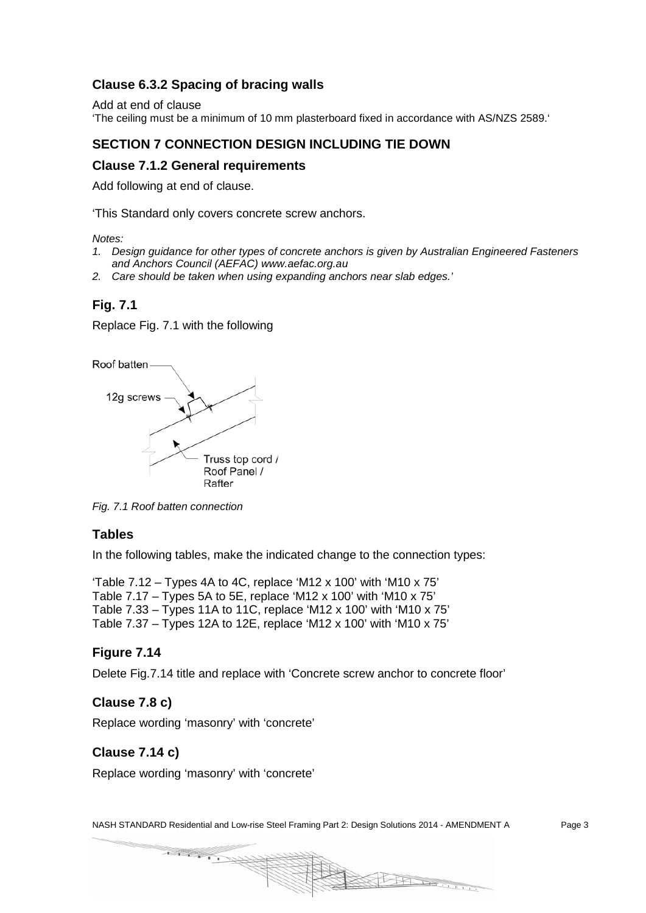### Clause 6.3.2 Spacing of bracing walls

Add at end of clause
'The ceiling must be a minimum of 10 mm plasterboard fixed in accordance with AS/NZS 2589.'

## SECTION 7 CONNECTION DESIGN INCLUDING TIE DOWN

### Clause 7.1.2 General requirements

Add following at end of clause.

'This Standard only covers concrete screw anchors.

*Notes:*

1. *Design guidance for other types of concrete anchors is given by Australian Engineered Fasteners and Anchors Council (AEFAC) www.aefac.org.au*
2. *Care should be taken when using expanding anchors near slab edges.'*

### Fig. 7.1

Replace Fig. 7.1 with the following

Roof batten

12g screws

Truss top cord / Roof Panel / Rafter

*Fig. 7.1 Roof batten connection*

### Tables

In the following tables, make the indicated change to the connection types:

'Table 7.12 – Types 4A to 4C, replace 'M12 x 100' with 'M10 x 75'
Table 7.17 – Types 5A to 5E, replace 'M12 x 100' with 'M10 x 75'
Table 7.33 – Types 11A to 11C, replace 'M12 x 100' with 'M10 x 75'
Table 7.37 – Types 12A to 12E, replace 'M12 x 100' with 'M10 x 75'

### Figure 7.14

Delete Fig.7.14 title and replace with 'Concrete screw anchor to concrete floor'

### Clause 7.8 c)

Replace wording 'masonry' with 'concrete'

### Clause 7.14 c)

Replace wording 'masonry' with 'concrete'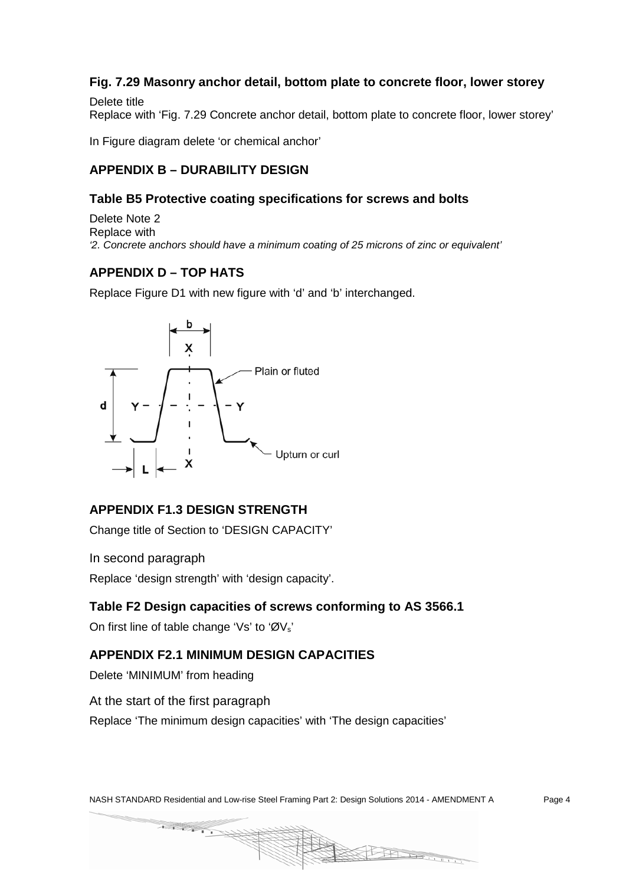### Fig. 7.29 Masonry anchor detail, bottom plate to concrete floor, lower storey

Delete title

Replace with 'Fig. 7.29 Concrete anchor detail, bottom plate to concrete floor, lower storey'

In Figure diagram delete 'or chemical anchor'

## APPENDIX B – DURABILITY DESIGN

### Table B5 Protective coating specifications for screws and bolts

Delete Note 2

Replace with

*'2. Concrete anchors should have a minimum coating of 25 microns of zinc or equivalent'*

## APPENDIX D – TOP HATS

Replace Figure D1 with new figure with 'd' and 'b' interchanged.

## APPENDIX F1.3 DESIGN STRENGTH

Change title of Section to 'DESIGN CAPACITY'

In second paragraph

Replace 'design strength' with 'design capacity'.

### Table F2 Design capacities of screws conforming to AS 3566.1

On first line of table change 'Vs' to '$ØV_s$'

## APPENDIX F2.1 MINIMUM DESIGN CAPACITIES

Delete 'MINIMUM' from heading

At the start of the first paragraph

Replace 'The minimum design capacities' with 'The design capacities'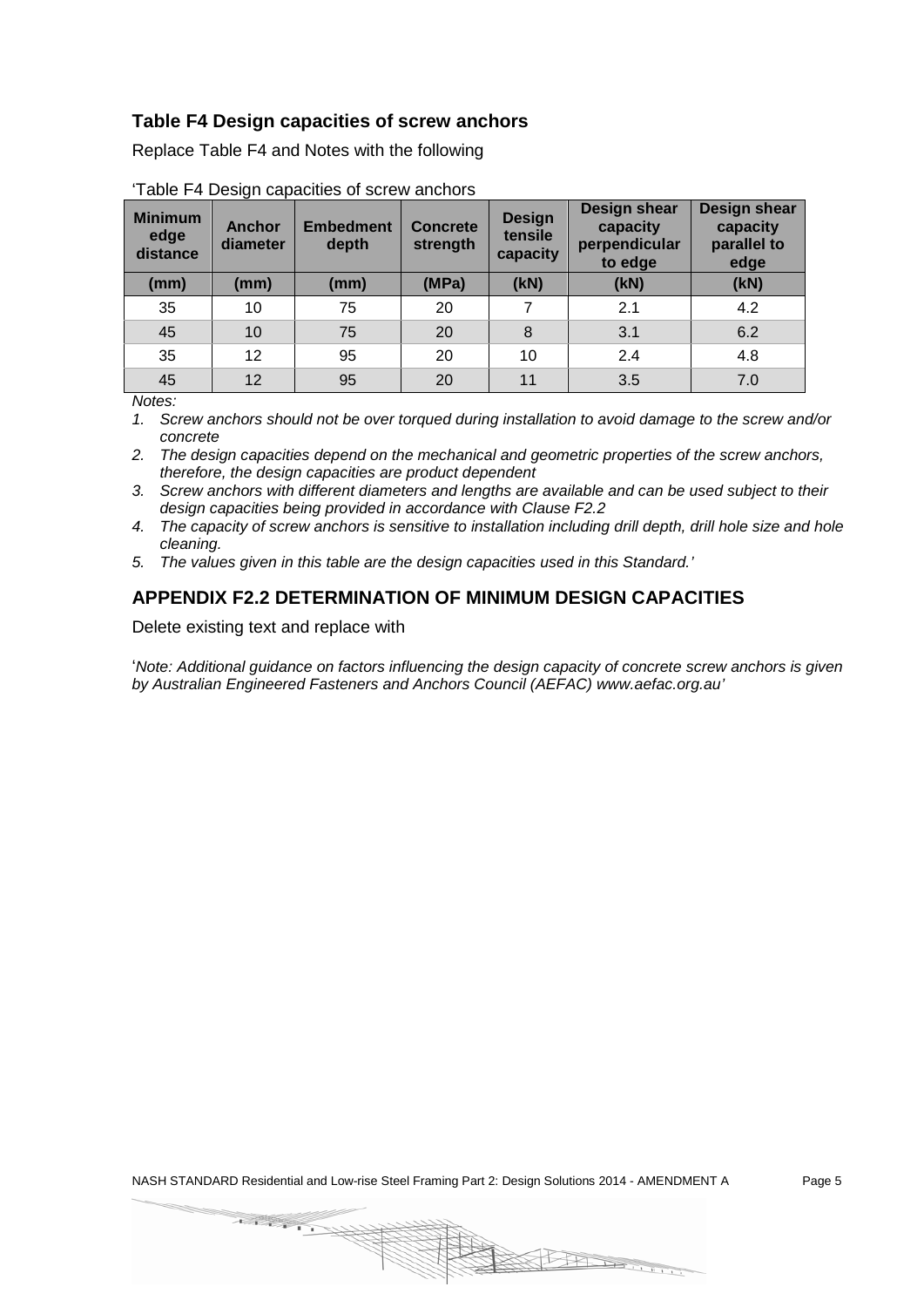### Table F4 Design capacities of screw anchors

Replace Table F4 and Notes with the following

'Table F4 Design capacities of screw anchors

| Minimum edge distance | Anchor diameter | Embedment depth | Concrete strength | Design tensile capacity | Design shear capacity perpendicular to edge | Design shear capacity parallel to edge |
|---|---|---|---|---|---|---|
| (mm) | (mm) | (mm) | (MPa) | (kN) | (kN) | (kN) |
| 35 | 10 | 75 | 20 | 7 | 2.1 | 4.2 |
| 45 | 10 | 75 | 20 | 8 | 3.1 | 6.2 |
| 35 | 12 | 95 | 20 | 10 | 2.4 | 4.8 |
| 45 | 12 | 95 | 20 | 11 | 3.5 | 7.0 |

*Notes:*

1. *Screw anchors should not be over torqued during installation to avoid damage to the screw and/or concrete*
2. *The design capacities depend on the mechanical and geometric properties of the screw anchors, therefore, the design capacities are product dependent*
3. *Screw anchors with different diameters and lengths are available and can be used subject to their design capacities being provided in accordance with Clause F2.2*
4. *The capacity of screw anchors is sensitive to installation including drill depth, drill hole size and hole cleaning.*
5. *The values given in this table are the design capacities used in this Standard.'*

## APPENDIX F2.2 DETERMINATION OF MINIMUM DESIGN CAPACITIES

Delete existing text and replace with

'*Note: Additional guidance on factors influencing the design capacity of concrete screw anchors is given by Australian Engineered Fasteners and Anchors Council (AEFAC) www.aefac.org.au'*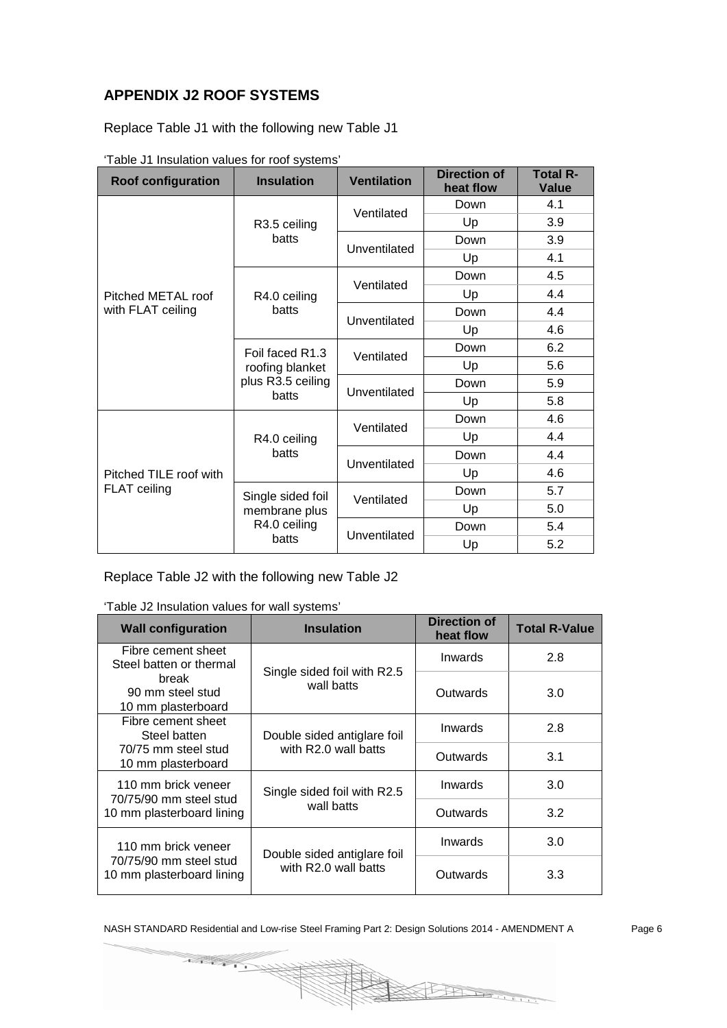## APPENDIX J2 ROOF SYSTEMS

Replace Table J1 with the following new Table J1

'Table J1 Insulation values for roof systems'

| Roof configuration | Insulation | Ventilation | Direction of heat flow | Total R-Value |
|---|---|---|---|---|
| Pitched METAL roof with FLAT ceiling | R3.5 ceiling batts | Ventilated | Down | 4.1 |
| | | | Up | 3.9 |
| | | Unventilated | Down | 3.9 |
| | | | Up | 4.1 |
| | R4.0 ceiling batts | Ventilated | Down | 4.5 |
| | | | Up | 4.4 |
| | | Unventilated | Down | 4.4 |
| | | | Up | 4.6 |
| | Foil faced R1.3 roofing blanket plus R3.5 ceiling batts | Ventilated | Down | 6.2 |
| | | | Up | 5.6 |
| | | Unventilated | Down | 5.9 |
| | | | Up | 5.8 |
| Pitched TILE roof with FLAT ceiling | R4.0 ceiling batts | Ventilated | Down | 4.6 |
| | | | Up | 4.4 |
| | | Unventilated | Down | 4.4 |
| | | | Up | 4.6 |
| | Single sided foil membrane plus R4.0 ceiling batts | Ventilated | Down | 5.7 |
| | | | Up | 5.0 |
| | | Unventilated | Down | 5.4 |
| | | | Up | 5.2 |

Replace Table J2 with the following new Table J2

'Table J2 Insulation values for wall systems'

| Wall configuration | Insulation | Direction of heat flow | Total R-Value |
|---|---|---|---|
| Fibre cement sheet<br>Steel batten or thermal break<br>90 mm steel stud<br>10 mm plasterboard | Single sided foil with R2.5 wall batts | Inwards | 2.8 |
| | | Outwards | 3.0 |
| Fibre cement sheet<br>Steel batten<br>70/75 mm steel stud<br>10 mm plasterboard | Double sided antiglare foil with R2.0 wall batts | Inwards | 2.8 |
| | | Outwards | 3.1 |
| 110 mm brick veneer<br>70/75/90 mm steel stud<br>10 mm plasterboard lining | Single sided foil with R2.5 wall batts | Inwards | 3.0 |
| | | Outwards | 3.2 |
| 110 mm brick veneer<br>70/75/90 mm steel stud<br>10 mm plasterboard lining | Double sided antiglare foil with R2.0 wall batts | Inwards | 3.0 |
| | | Outwards | 3.3 |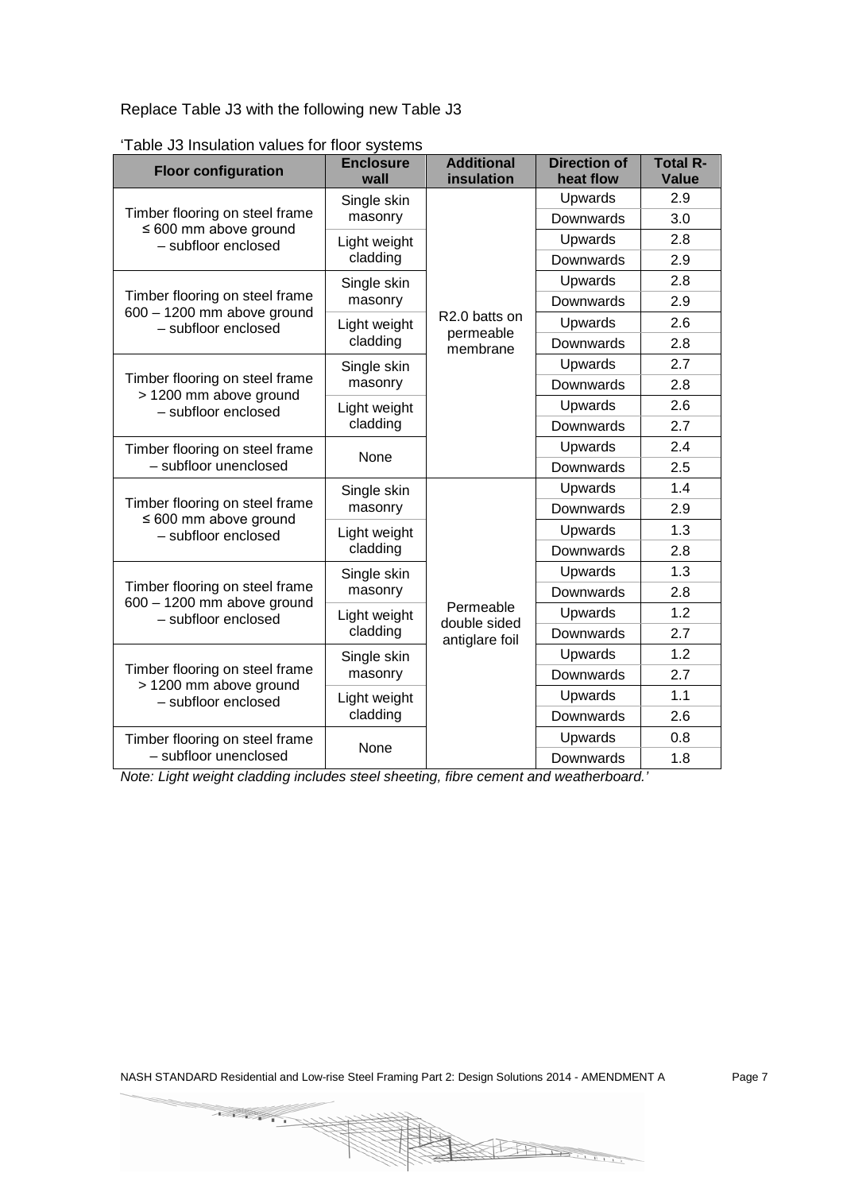Replace Table J3 with the following new Table J3

'Table J3 Insulation values for floor systems

| Floor configuration | Enclosure wall | Additional insulation | Direction of heat flow | Total R-Value |
|---|---|---|---|---|
| Timber flooring on steel frame ≤ 600 mm above ground – subfloor enclosed | Single skin masonry | R2.0 batts on permeable membrane | Upwards | 2.9 |
| | | | Downwards | 3.0 |
| | Light weight cladding | | Upwards | 2.8 |
| | | | Downwards | 2.9 |
| Timber flooring on steel frame 600 – 1200 mm above ground – subfloor enclosed | Single skin masonry | | Upwards | 2.8 |
| | | | Downwards | 2.9 |
| | Light weight cladding | | Upwards | 2.6 |
| | | | Downwards | 2.8 |
| Timber flooring on steel frame > 1200 mm above ground – subfloor enclosed | Single skin masonry | | Upwards | 2.7 |
| | | | Downwards | 2.8 |
| | Light weight cladding | | Upwards | 2.6 |
| | | | Downwards | 2.7 |
| Timber flooring on steel frame – subfloor unenclosed | None | | Upwards | 2.4 |
| | | | Downwards | 2.5 |
| Timber flooring on steel frame ≤ 600 mm above ground – subfloor enclosed | Single skin masonry | Permeable double sided antiglare foil | Upwards | 1.4 |
| | | | Downwards | 2.9 |
| | Light weight cladding | | Upwards | 1.3 |
| | | | Downwards | 2.8 |
| Timber flooring on steel frame 600 – 1200 mm above ground – subfloor enclosed | Single skin masonry | | Upwards | 1.3 |
| | | | Downwards | 2.8 |
| | Light weight cladding | | Upwards | 1.2 |
| | | | Downwards | 2.7 |
| Timber flooring on steel frame > 1200 mm above ground – subfloor enclosed | Single skin masonry | | Upwards | 1.2 |
| | | | Downwards | 2.7 |
| | Light weight cladding | | Upwards | 1.1 |
| | | | Downwards | 2.6 |
| Timber flooring on steel frame – subfloor unenclosed | None | | Upwards | 0.8 |
| | | | Downwards | 1.8 |

*Note: Light weight cladding includes steel sheeting, fibre cement and weatherboard.'*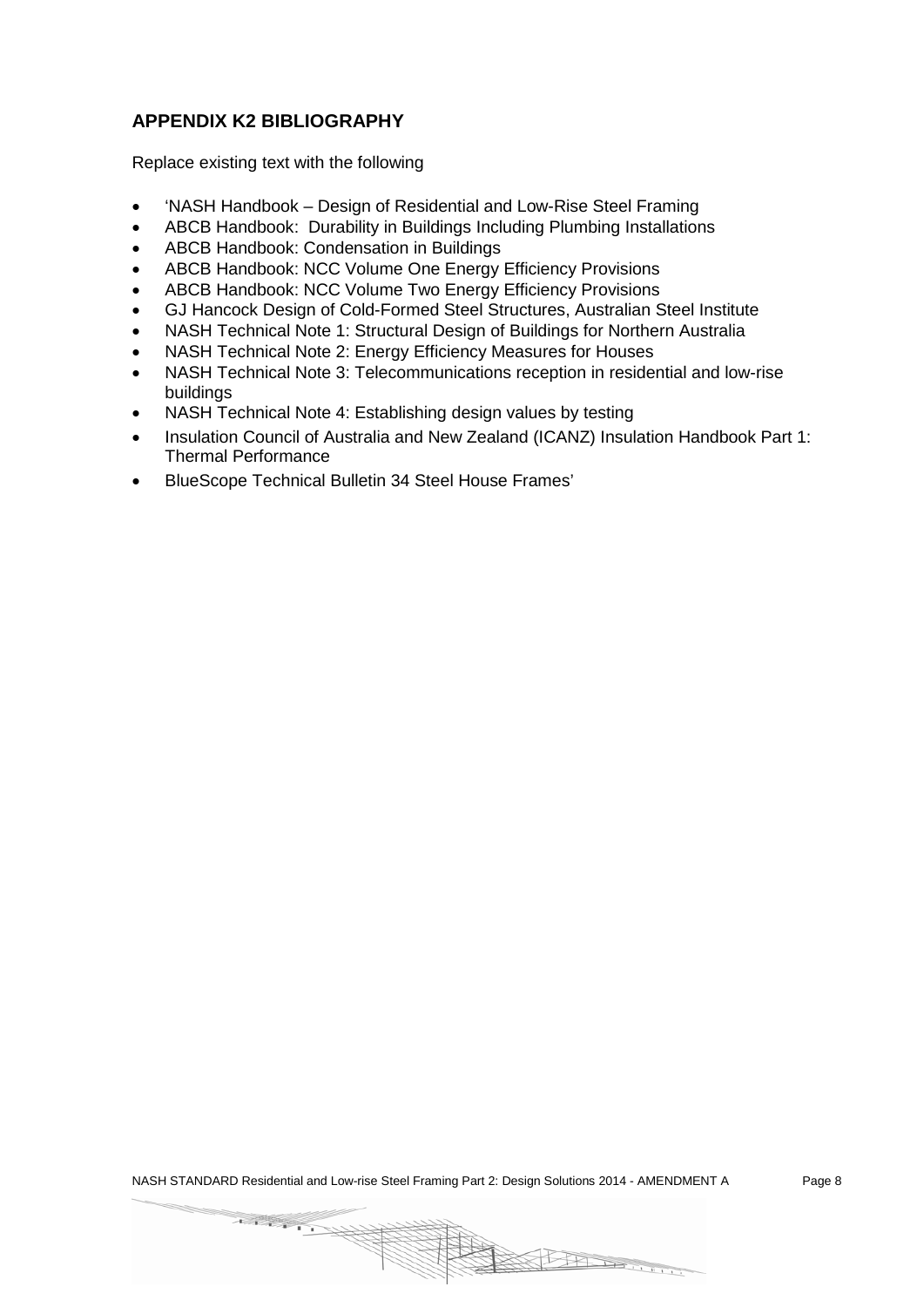## APPENDIX K2 BIBLIOGRAPHY

Replace existing text with the following

- 'NASH Handbook – Design of Residential and Low-Rise Steel Framing
- ABCB Handbook: Durability in Buildings Including Plumbing Installations
- ABCB Handbook: Condensation in Buildings
- ABCB Handbook: NCC Volume One Energy Efficiency Provisions
- ABCB Handbook: NCC Volume Two Energy Efficiency Provisions
- GJ Hancock Design of Cold-Formed Steel Structures, Australian Steel Institute
- NASH Technical Note 1: Structural Design of Buildings for Northern Australia
- NASH Technical Note 2: Energy Efficiency Measures for Houses
- NASH Technical Note 3: Telecommunications reception in residential and low-rise buildings
- NASH Technical Note 4: Establishing design values by testing
- Insulation Council of Australia and New Zealand (ICANZ) Insulation Handbook Part 1: Thermal Performance
- BlueScope Technical Bulletin 34 Steel House Frames'